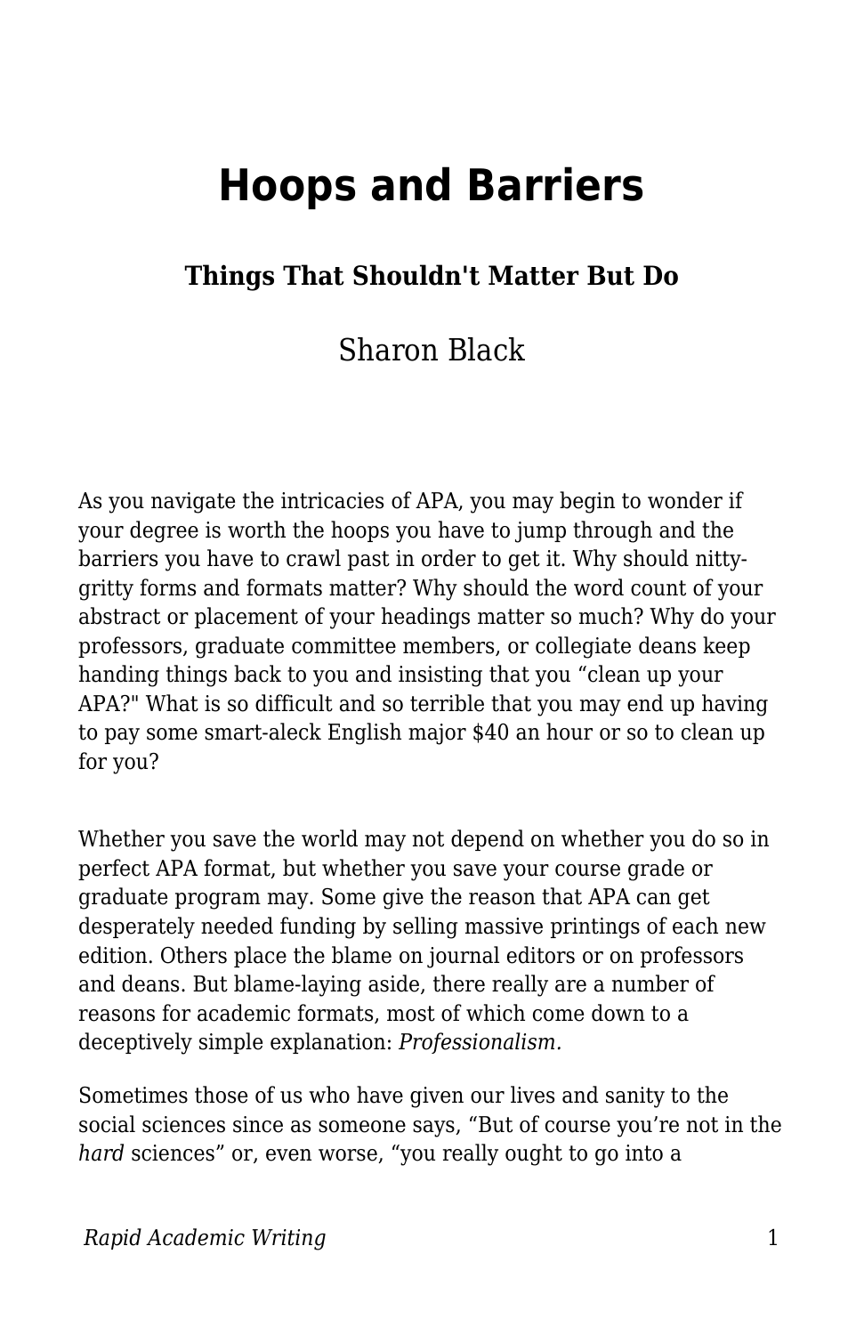# Hoops and Barriers

### Things That Shouldn't Matter But Do

Sharon Black

As you navigate the intricacies of APA, you may begin to wonder if your degree is worth the hoops you have to jump through and the barriers you have to crawl past in order to get it. Why should nitty-gritty forms and formats matter? Why should the word count of your abstract or placement of your headings matter so much? Why do your professors, graduate committee members, or collegiate deans keep handing things back to you and insisting that you "clean up your APA?" What is so difficult and so terrible that you may end up having to pay some smart-aleck English major $40 an hour or so to clean up for you?

Whether you save the world may not depend on whether you do so in perfect APA format, but whether you save your course grade or graduate program may. Some give the reason that APA can get desperately needed funding by selling massive printings of each new edition. Others place the blame on journal editors or on professors and deans. But blame-laying aside, there really are a number of reasons for academic formats, most of which come down to a deceptively simple explanation: *Professionalism.*

Sometimes those of us who have given our lives and sanity to the social sciences since as someone says, "But of course you're not in the *hard* sciences" or, even worse, "you really ought to go into a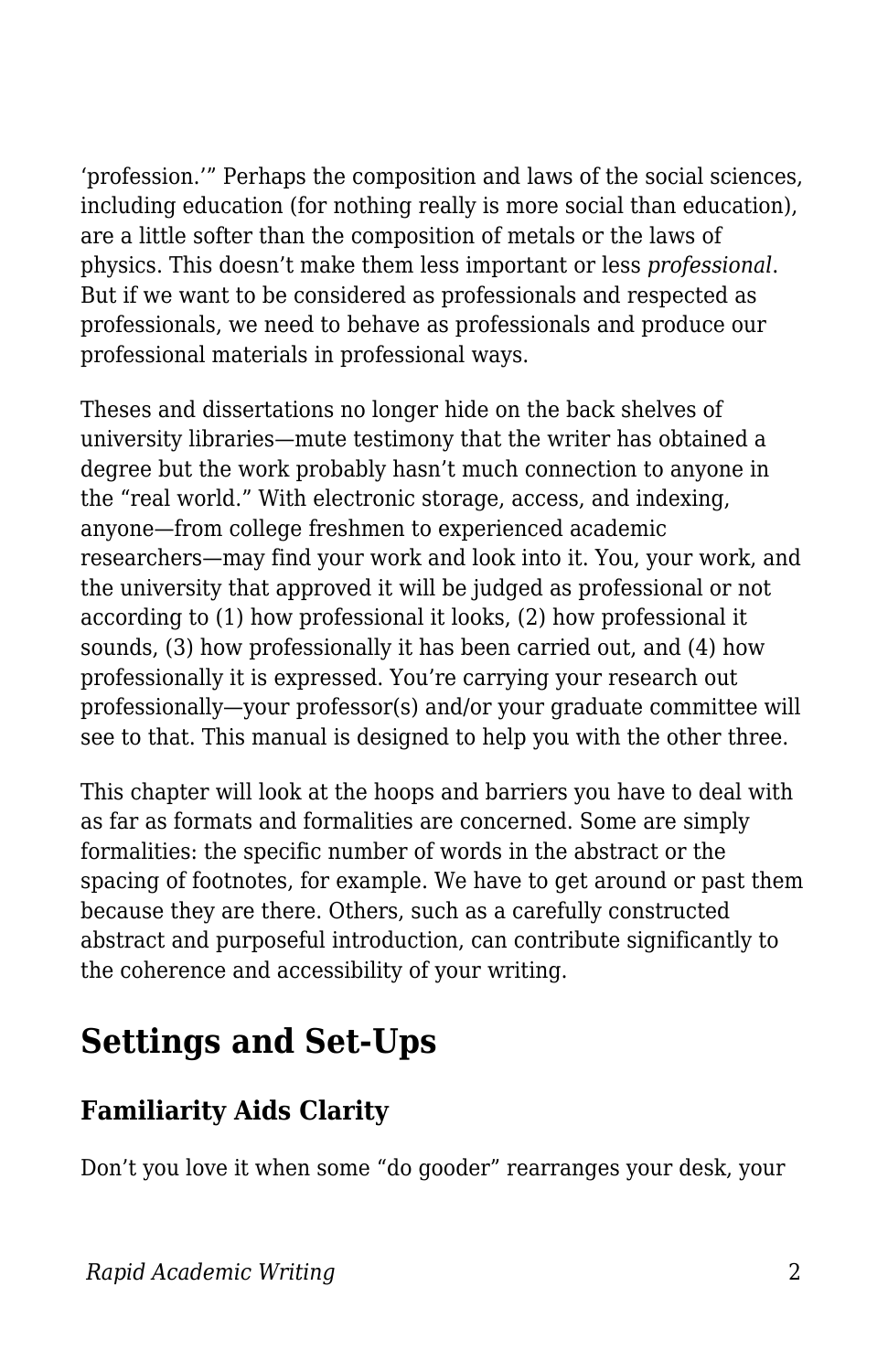'profession.'" Perhaps the composition and laws of the social sciences, including education (for nothing really is more social than education), are a little softer than the composition of metals or the laws of physics. This doesn't make them less important or less *professional*. But if we want to be considered as professionals and respected as professionals, we need to behave as professionals and produce our professional materials in professional ways.

Theses and dissertations no longer hide on the back shelves of university libraries—mute testimony that the writer has obtained a degree but the work probably hasn't much connection to anyone in the "real world." With electronic storage, access, and indexing, anyone—from college freshmen to experienced academic researchers—may find your work and look into it. You, your work, and the university that approved it will be judged as professional or not according to (1) how professional it looks, (2) how professional it sounds, (3) how professionally it has been carried out, and (4) how professionally it is expressed. You're carrying your research out professionally—your professor(s) and/or your graduate committee will see to that. This manual is designed to help you with the other three.

This chapter will look at the hoops and barriers you have to deal with as far as formats and formalities are concerned. Some are simply formalities: the specific number of words in the abstract or the spacing of footnotes, for example. We have to get around or past them because they are there. Others, such as a carefully constructed abstract and purposeful introduction, can contribute significantly to the coherence and accessibility of your writing.

## Settings and Set-Ups

### Familiarity Aids Clarity

Don't you love it when some "do gooder" rearranges your desk, your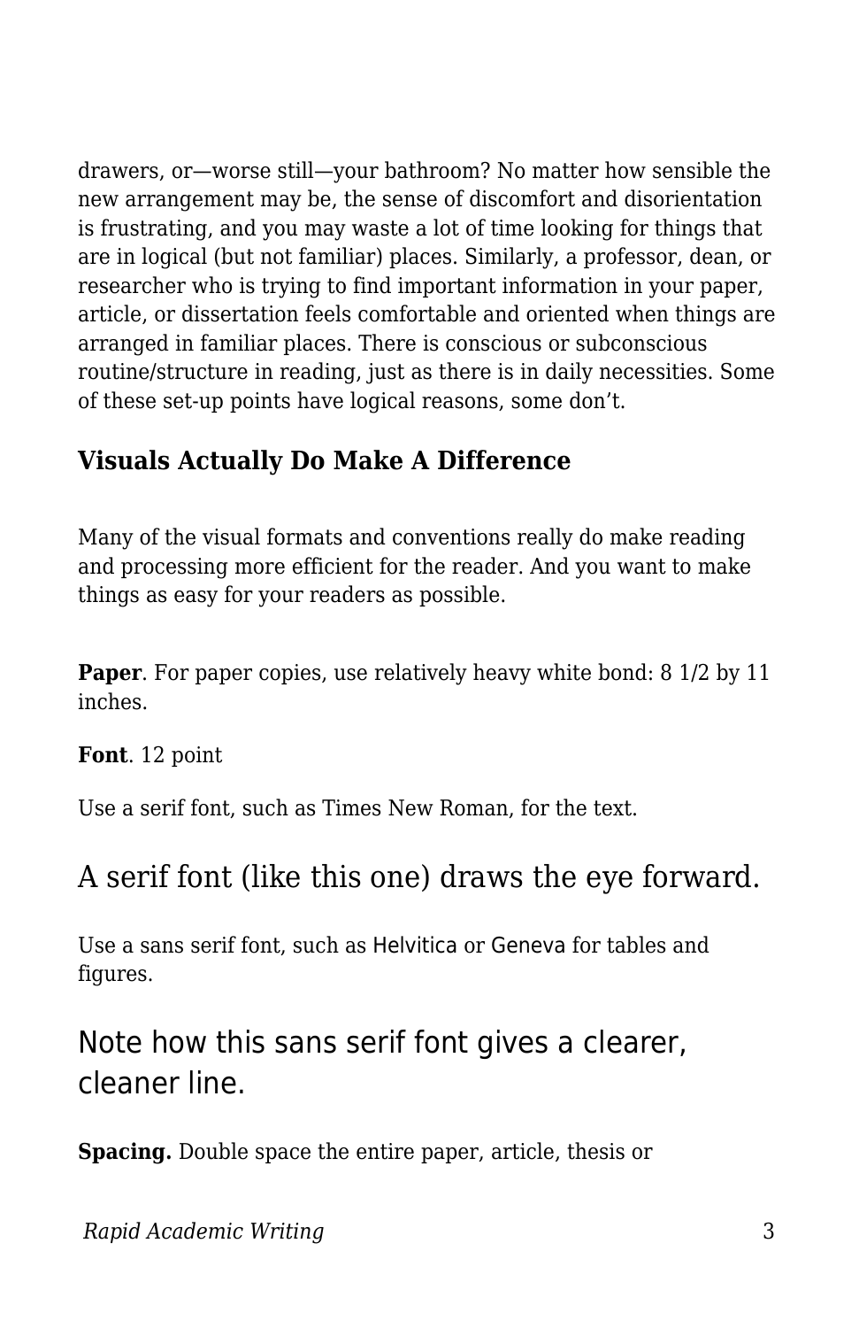drawers, or—worse still—your bathroom? No matter how sensible the new arrangement may be, the sense of discomfort and disorientation is frustrating, and you may waste a lot of time looking for things that are in logical (but not familiar) places. Similarly, a professor, dean, or researcher who is trying to find important information in your paper, article, or dissertation feels comfortable and oriented when things are arranged in familiar places. There is conscious or subconscious routine/structure in reading, just as there is in daily necessities. Some of these set-up points have logical reasons, some don't.

### Visuals Actually Do Make A Difference

Many of the visual formats and conventions really do make reading and processing more efficient for the reader. And you want to make things as easy for your readers as possible.

**Paper**. For paper copies, use relatively heavy white bond: 8 1/2 by 11 inches.

**Font**. 12 point

Use a serif font, such as Times New Roman, for the text.

A serif font (like this one) draws the eye forward.

Use a sans serif font, such as Helvitica or Geneva for tables and figures.

Note how this sans serif font gives a clearer, cleaner line.

**Spacing.** Double space the entire paper, article, thesis or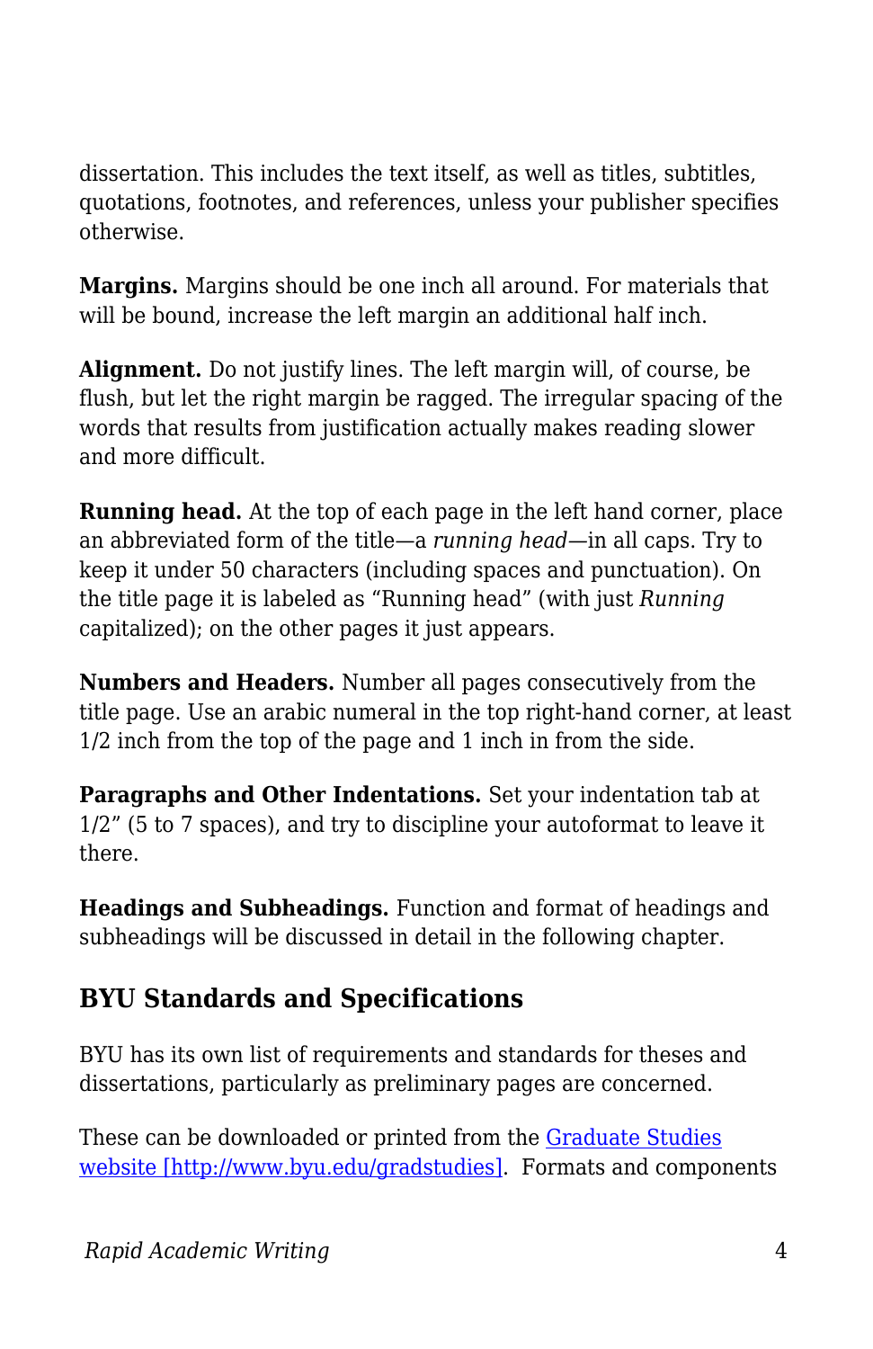dissertation. This includes the text itself, as well as titles, subtitles, quotations, footnotes, and references, unless your publisher specifies otherwise.

**Margins.** Margins should be one inch all around. For materials that will be bound, increase the left margin an additional half inch.

**Alignment.** Do not justify lines. The left margin will, of course, be flush, but let the right margin be ragged. The irregular spacing of the words that results from justification actually makes reading slower and more difficult.

**Running head.** At the top of each page in the left hand corner, place an abbreviated form of the title—a *running head*—in all caps. Try to keep it under 50 characters (including spaces and punctuation). On the title page it is labeled as "Running head" (with just *Running* capitalized); on the other pages it just appears.

**Numbers and Headers.** Number all pages consecutively from the title page. Use an arabic numeral in the top right-hand corner, at least 1/2 inch from the top of the page and 1 inch in from the side.

**Paragraphs and Other Indentations.** Set your indentation tab at 1/2" (5 to 7 spaces), and try to discipline your autoformat to leave it there.

**Headings and Subheadings.** Function and format of headings and subheadings will be discussed in detail in the following chapter.

## BYU Standards and Specifications

BYU has its own list of requirements and standards for theses and dissertations, particularly as preliminary pages are concerned.

These can be downloaded or printed from the [Graduate Studies website [http://www.byu.edu/gradstudies]](http://www.byu.edu/gradstudies). Formats and components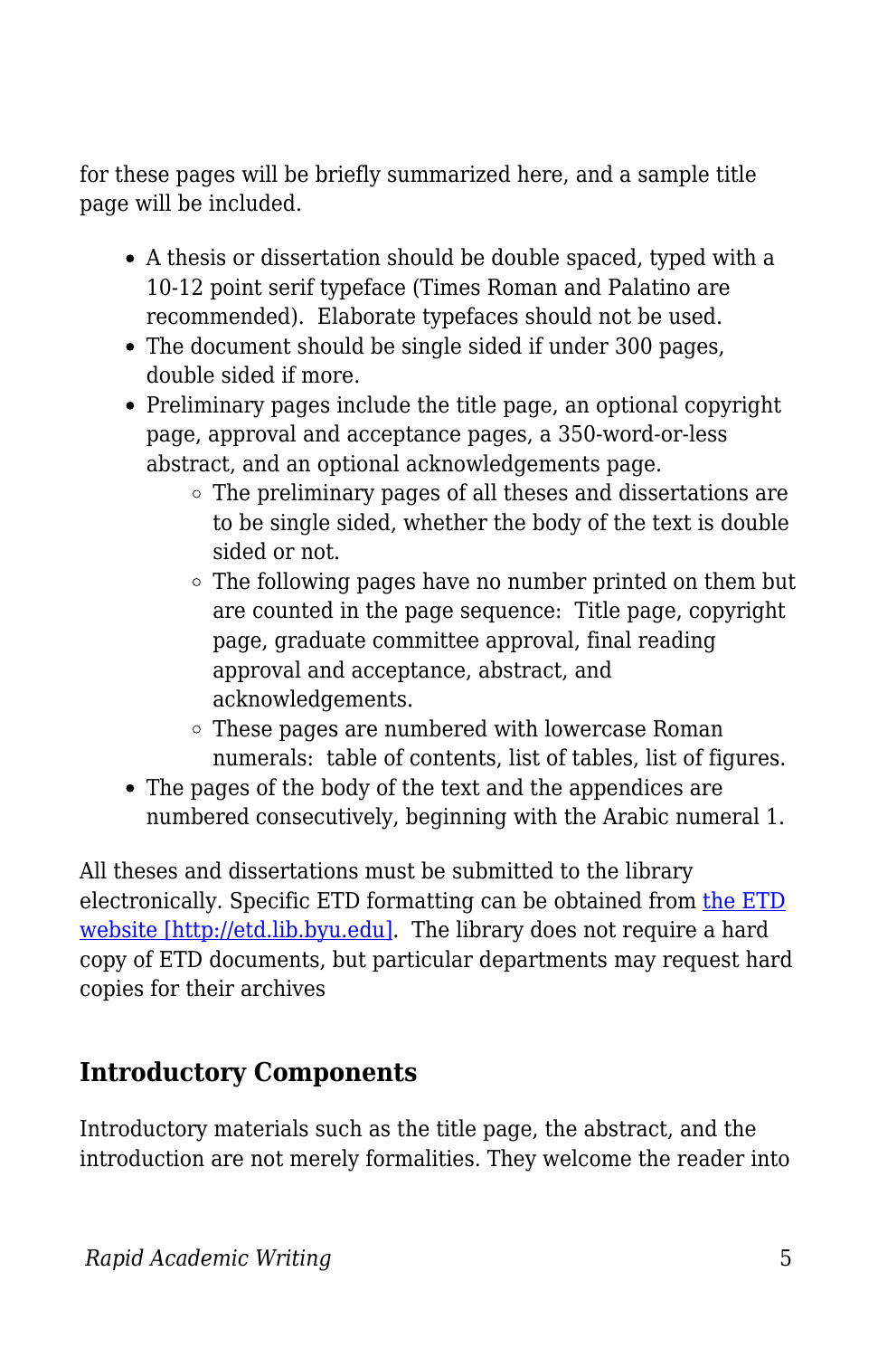for these pages will be briefly summarized here, and a sample title page will be included.

- A thesis or dissertation should be double spaced, typed with a 10-12 point serif typeface (Times Roman and Palatino are recommended).  Elaborate typefaces should not be used.
- The document should be single sided if under 300 pages, double sided if more.
- Preliminary pages include the title page, an optional copyright page, approval and acceptance pages, a 350-word-or-less abstract, and an optional acknowledgements page.
    - The preliminary pages of all theses and dissertations are to be single sided, whether the body of the text is double sided or not.
    - The following pages have no number printed on them but are counted in the page sequence:  Title page, copyright page, graduate committee approval, final reading approval and acceptance, abstract, and acknowledgements.
    - These pages are numbered with lowercase Roman numerals:  table of contents, list of tables, list of figures.
- The pages of the body of the text and the appendices are numbered consecutively, beginning with the Arabic numeral 1.

All theses and dissertations must be submitted to the library electronically. Specific ETD formatting can be obtained from [the ETD website [http://etd.lib.byu.edu]](http://etd.lib.byu.edu).  The library does not require a hard copy of ETD documents, but particular departments may request hard copies for their archives

## Introductory Components

Introductory materials such as the title page, the abstract, and the introduction are not merely formalities. They welcome the reader into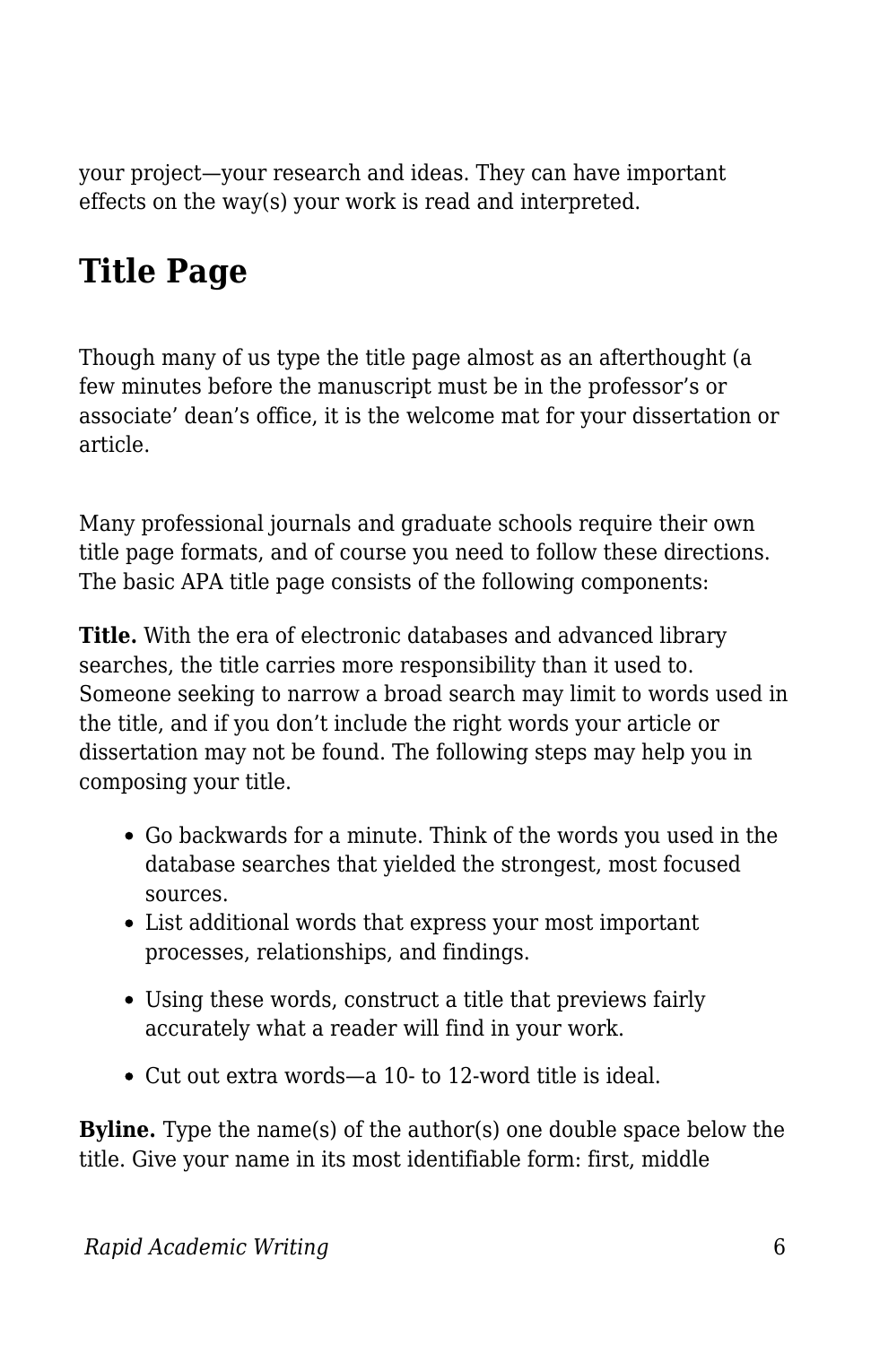your project—your research and ideas. They can have important effects on the way(s) your work is read and interpreted.

## Title Page

Though many of us type the title page almost as an afterthought (a few minutes before the manuscript must be in the professor's or associate' dean's office, it is the welcome mat for your dissertation or article.

Many professional journals and graduate schools require their own title page formats, and of course you need to follow these directions. The basic APA title page consists of the following components:

**Title.** With the era of electronic databases and advanced library searches, the title carries more responsibility than it used to. Someone seeking to narrow a broad search may limit to words used in the title, and if you don't include the right words your article or dissertation may not be found. The following steps may help you in composing your title.

- Go backwards for a minute. Think of the words you used in the database searches that yielded the strongest, most focused sources.
- List additional words that express your most important processes, relationships, and findings.
- Using these words, construct a title that previews fairly accurately what a reader will find in your work.
- Cut out extra words—a 10- to 12-word title is ideal.

**Byline.** Type the name(s) of the author(s) one double space below the title. Give your name in its most identifiable form: first, middle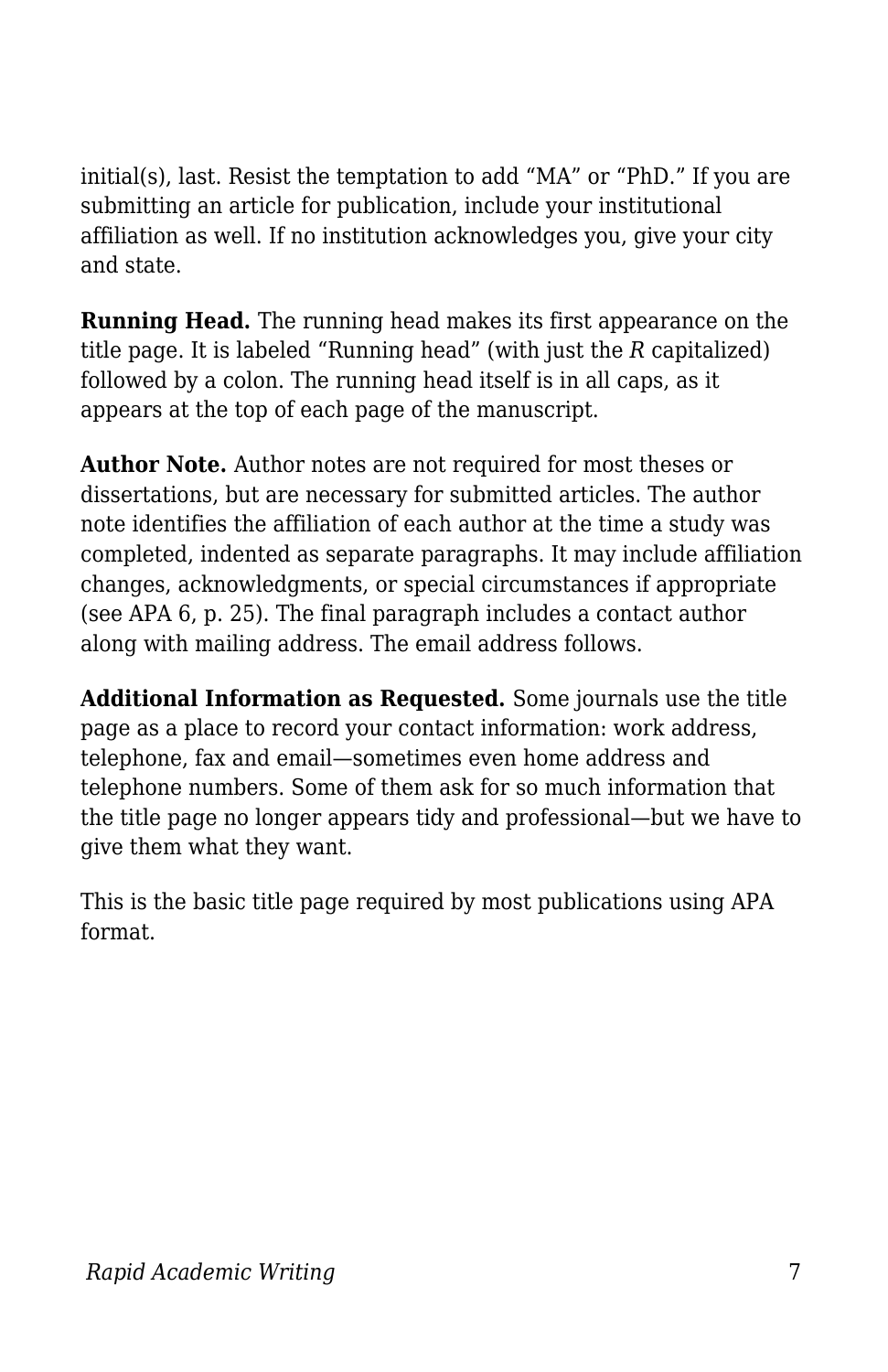initial(s), last. Resist the temptation to add “MA” or “PhD.” If you are submitting an article for publication, include your institutional affiliation as well. If no institution acknowledges you, give your city and state.

**Running Head.** The running head makes its first appearance on the title page. It is labeled “Running head” (with just the *R* capitalized) followed by a colon. The running head itself is in all caps, as it appears at the top of each page of the manuscript.

**Author Note.** Author notes are not required for most theses or dissertations, but are necessary for submitted articles. The author note identifies the affiliation of each author at the time a study was completed, indented as separate paragraphs. It may include affiliation changes, acknowledgments, or special circumstances if appropriate (see APA 6, p. 25). The final paragraph includes a contact author along with mailing address. The email address follows.

**Additional Information as Requested.** Some journals use the title page as a place to record your contact information: work address, telephone, fax and email—sometimes even home address and telephone numbers. Some of them ask for so much information that the title page no longer appears tidy and professional—but we have to give them what they want.

This is the basic title page required by most publications using APA format.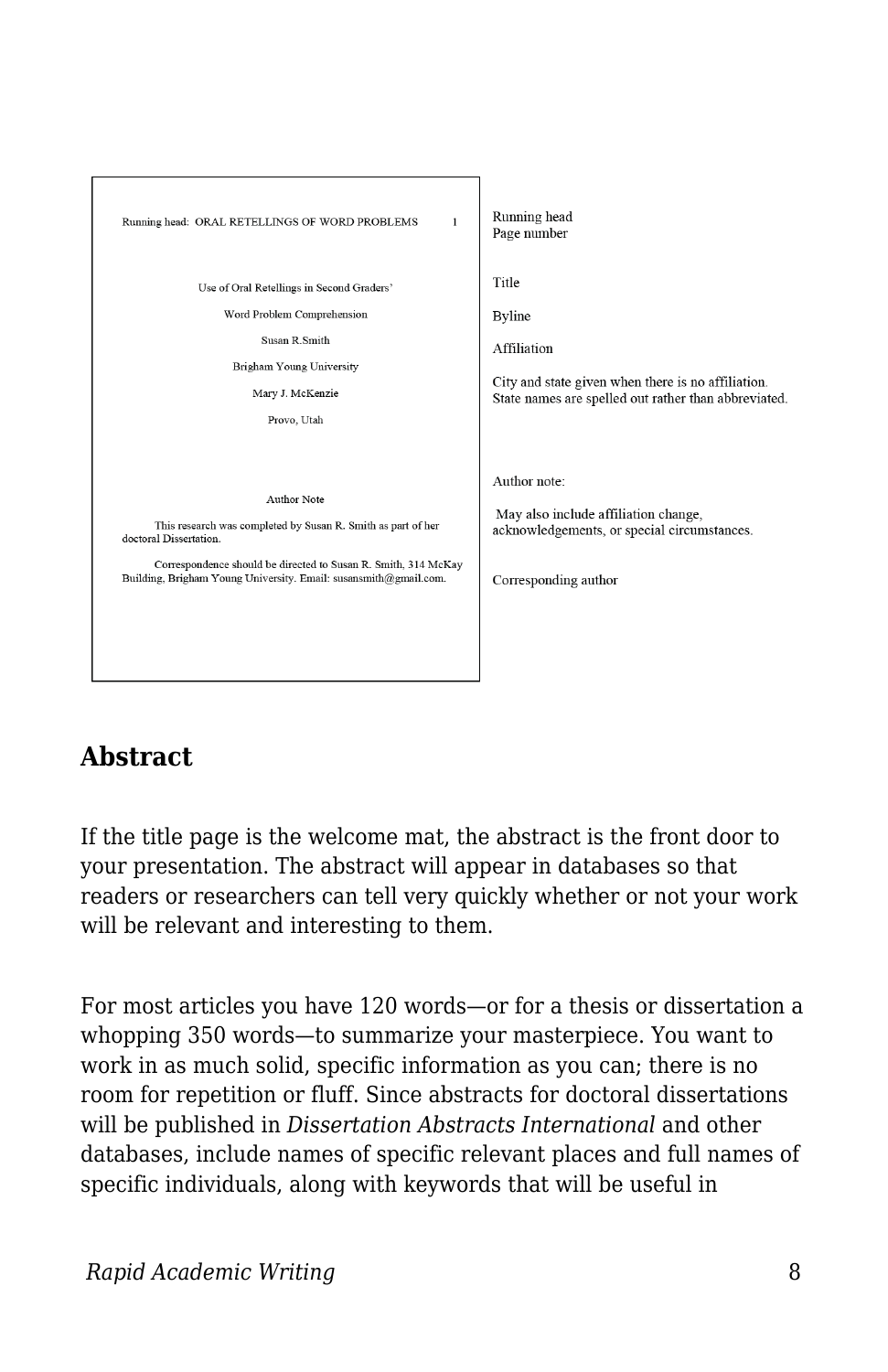Running head: ORAL RETELLINGS OF WORD PROBLEMS 1

Use of Oral Retellings in Second Graders' Word Problem Comprehension

Susan R.Smith

Brigham Young University

Mary J. McKenzie

Provo, Utah

Author Note

This research was completed by Susan R. Smith as part of her doctoral Dissertation.

Correspondence should be directed to Susan R. Smith, 314 McKay Building, Brigham Young University. Email: susansmith@gmail.com.

Running head
Page number

Title

Byline

Affiliation

City and state given when there is no affiliation. State names are spelled out rather than abbreviated.

Author note:

May also include affiliation change, acknowledgements, or special circumstances.

Corresponding author

## Abstract

If the title page is the welcome mat, the abstract is the front door to your presentation. The abstract will appear in databases so that readers or researchers can tell very quickly whether or not your work will be relevant and interesting to them.

For most articles you have 120 words—or for a thesis or dissertation a whopping 350 words—to summarize your masterpiece. You want to work in as much solid, specific information as you can; there is no room for repetition or fluff. Since abstracts for doctoral dissertations will be published in *Dissertation Abstracts International* and other databases, include names of specific relevant places and full names of specific individuals, along with keywords that will be useful in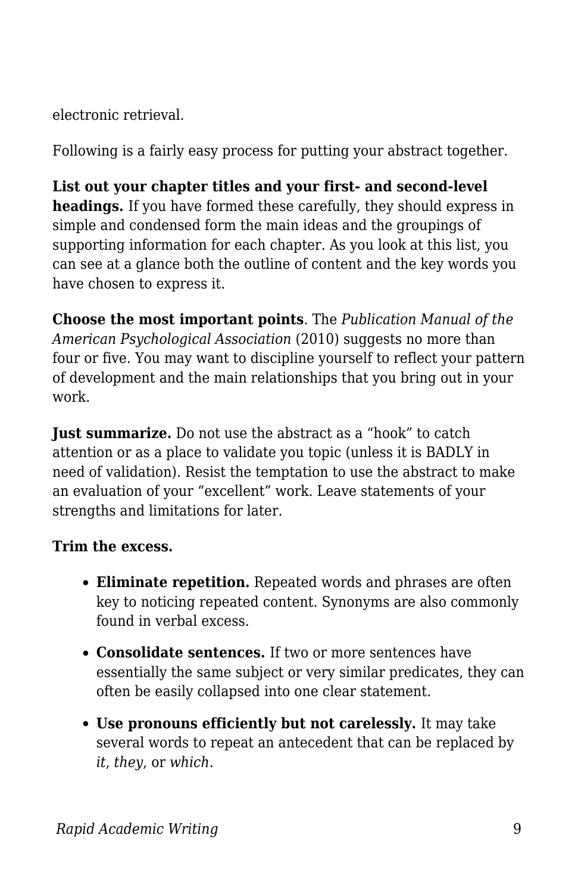electronic retrieval.

Following is a fairly easy process for putting your abstract together.

**List out your chapter titles and your first- and second-level headings.** If you have formed these carefully, they should express in simple and condensed form the main ideas and the groupings of supporting information for each chapter. As you look at this list, you can see at a glance both the outline of content and the key words you have chosen to express it.

**Choose the most important points**. The *Publication Manual of the American Psychological Association* (2010) suggests no more than four or five. You may want to discipline yourself to reflect your pattern of development and the main relationships that you bring out in your work.

**Just summarize.** Do not use the abstract as a “hook” to catch attention or as a place to validate you topic (unless it is BADLY in need of validation). Resist the temptation to use the abstract to make an evaluation of your “excellent” work. Leave statements of your strengths and limitations for later.

**Trim the excess.**

- **Eliminate repetition.** Repeated words and phrases are often key to noticing repeated content. Synonyms are also commonly found in verbal excess.
- **Consolidate sentences.** If two or more sentences have essentially the same subject or very similar predicates, they can often be easily collapsed into one clear statement.
- **Use pronouns efficiently but not carelessly.** It may take several words to repeat an antecedent that can be replaced by *it*, *they*, or *which*.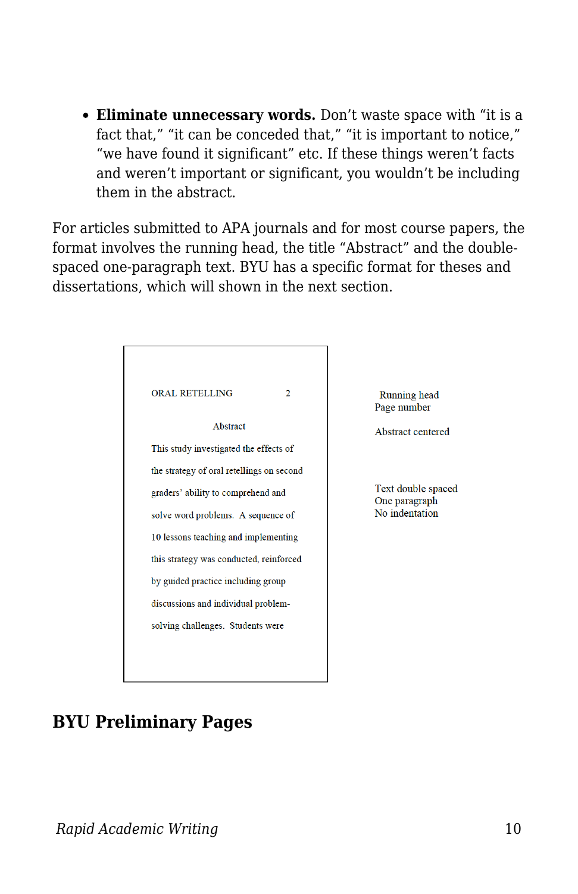- **Eliminate unnecessary words.** Don't waste space with "it is a fact that," "it can be conceded that," "it is important to notice," "we have found it significant" etc. If these things weren't facts and weren't important or significant, you wouldn't be including them in the abstract.

For articles submitted to APA journals and for most course papers, the format involves the running head, the title "Abstract" and the double-spaced one-paragraph text. BYU has a specific format for theses and dissertations, which will shown in the next section.

ORAL RETELLING 2

Abstract

This study investigated the effects of the strategy of oral retellings on second graders' ability to comprehend and solve word problems. A sequence of 10 lessons teaching and implementing this strategy was conducted, reinforced by guided practice including group discussions and individual problem-solving challenges. Students were

Running head
Page number

Abstract centered

Text double spaced
One paragraph
No indentation

## BYU Preliminary Pages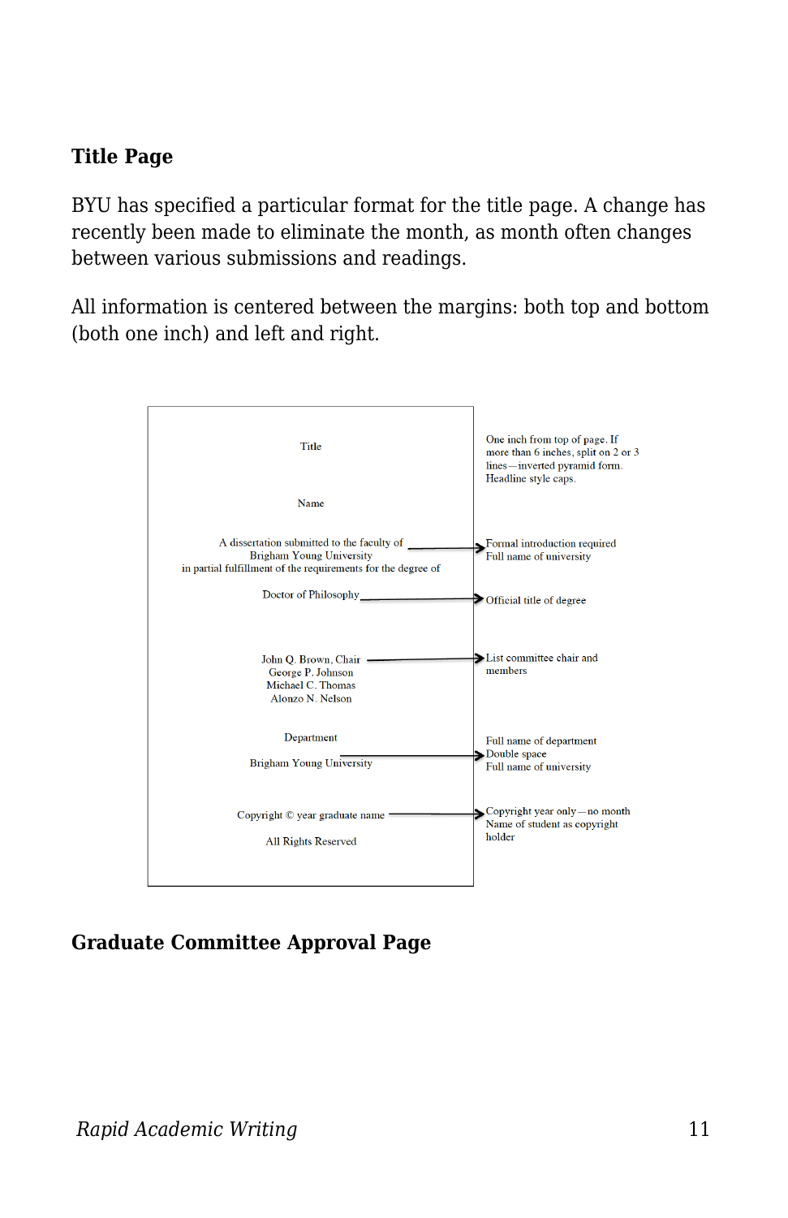### Title Page

BYU has specified a particular format for the title page. A change has recently been made to eliminate the month, as month often changes between various submissions and readings.

All information is centered between the margins: both top and bottom (both one inch) and left and right.

| Title page content | Notes |
| --- | --- |
| Title | One inch from top of page. If more than 6 inches, split on 2 or 3 lines—inverted pyramid form. Headline style caps. |
| Name | |
| A dissertation submitted to the faculty of Brigham Young University in partial fulfillment of the requirements for the degree of | Formal introduction required; Full name of university |
| Doctor of Philosophy | Official title of degree |
| John Q. Brown, Chair; George P. Johnson; Michael C. Thomas; Alonzo N. Nelson | List committee chair and members |
| Department; Brigham Young University | Full name of department; Double space; Full name of university |
| Copyright © year graduate name; All Rights Reserved | Copyright year only—no month; Name of student as copyright holder |

### Graduate Committee Approval Page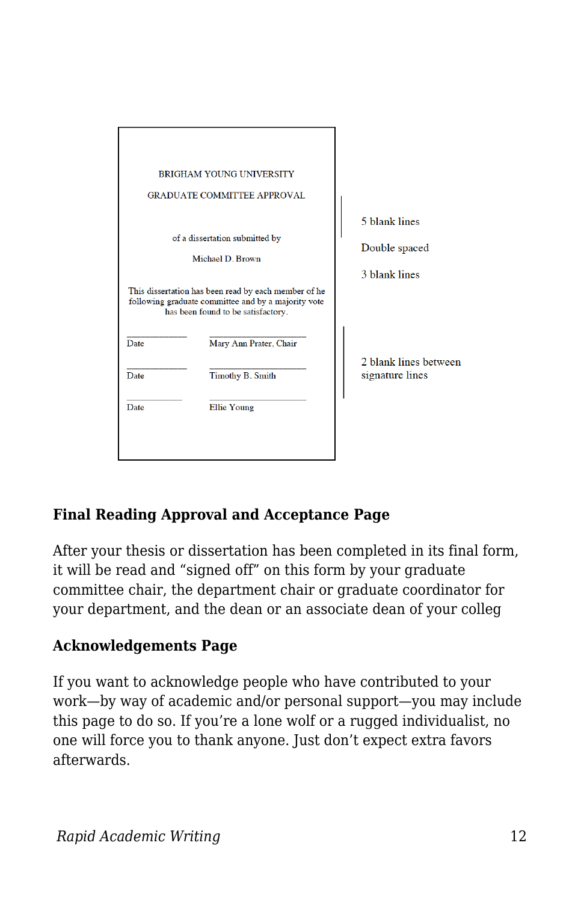BRIGHAM YOUNG UNIVERSITY

GRADUATE COMMITTEE APPROVAL

of a dissertation submitted by

Michael D. Brown

This dissertation has been read by each member of he following graduate committee and by a majority vote has been found to be satisfactory.

| | |
|---|---|
| Date | Mary Ann Prater, Chair |
| Date | Timothy B. Smith |
| Date | Ellie Young |

5 blank lines

Double spaced

3 blank lines

2 blank lines between signature lines

### Final Reading Approval and Acceptance Page

After your thesis or dissertation has been completed in its final form, it will be read and "signed off" on this form by your graduate committee chair, the department chair or graduate coordinator for your department, and the dean or an associate dean of your colleg

### Acknowledgements Page

If you want to acknowledge people who have contributed to your work—by way of academic and/or personal support—you may include this page to do so. If you're a lone wolf or a rugged individualist, no one will force you to thank anyone. Just don't expect extra favors afterwards.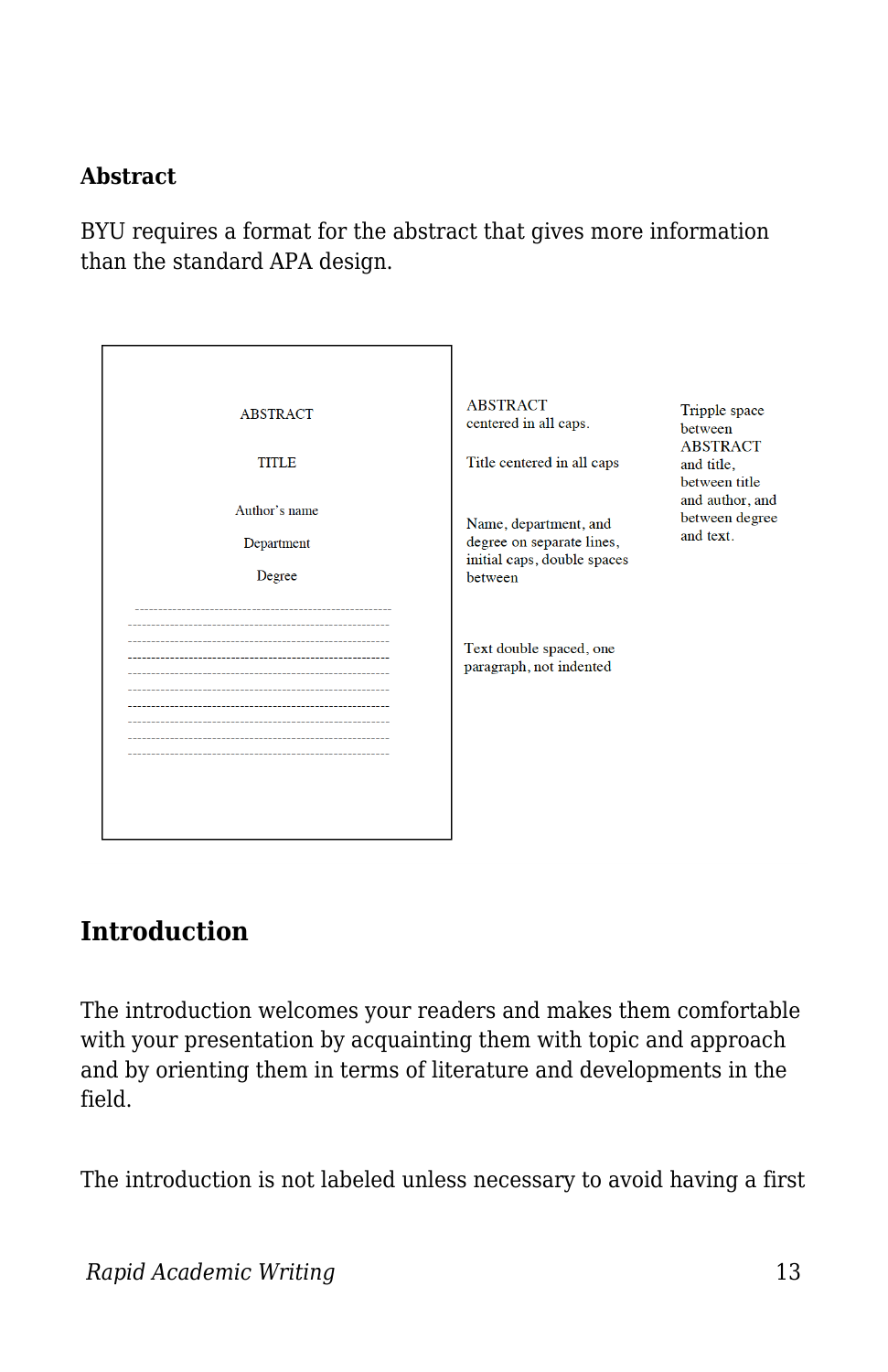### Abstract

BYU requires a format for the abstract that gives more information than the standard APA design.

ABSTRACT

TITLE

Author's name

Department

Degree

ABSTRACT centered in all caps.

Title centered in all caps

Name, department, and degree on separate lines, initial caps, double spaces between

Text double spaced, one paragraph, not indented

Tripple space between ABSTRACT and title, between title and author, and between degree and text.

## Introduction

The introduction welcomes your readers and makes them comfortable with your presentation by acquainting them with topic and approach and by orienting them in terms of literature and developments in the field.

The introduction is not labeled unless necessary to avoid having a first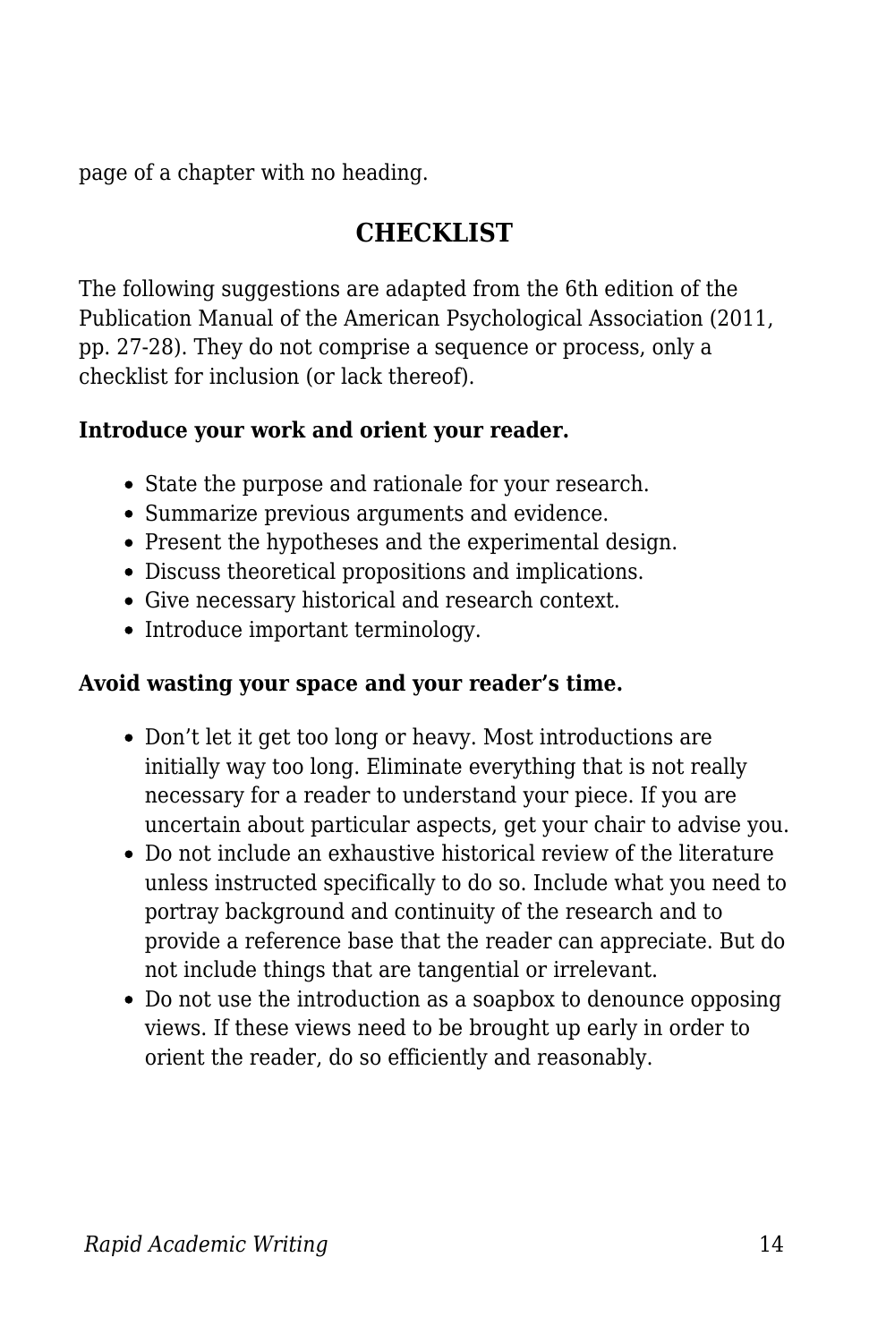page of a chapter with no heading.

## CHECKLIST

The following suggestions are adapted from the 6th edition of the Publication Manual of the American Psychological Association (2011, pp. 27-28). They do not comprise a sequence or process, only a checklist for inclusion (or lack thereof).

**Introduce your work and orient your reader.**

- State the purpose and rationale for your research.
- Summarize previous arguments and evidence.
- Present the hypotheses and the experimental design.
- Discuss theoretical propositions and implications.
- Give necessary historical and research context.
- Introduce important terminology.

**Avoid wasting your space and your reader's time.**

- Don't let it get too long or heavy. Most introductions are initially way too long. Eliminate everything that is not really necessary for a reader to understand your piece. If you are uncertain about particular aspects, get your chair to advise you.
- Do not include an exhaustive historical review of the literature unless instructed specifically to do so. Include what you need to portray background and continuity of the research and to provide a reference base that the reader can appreciate. But do not include things that are tangential or irrelevant.
- Do not use the introduction as a soapbox to denounce opposing views. If these views need to be brought up early in order to orient the reader, do so efficiently and reasonably.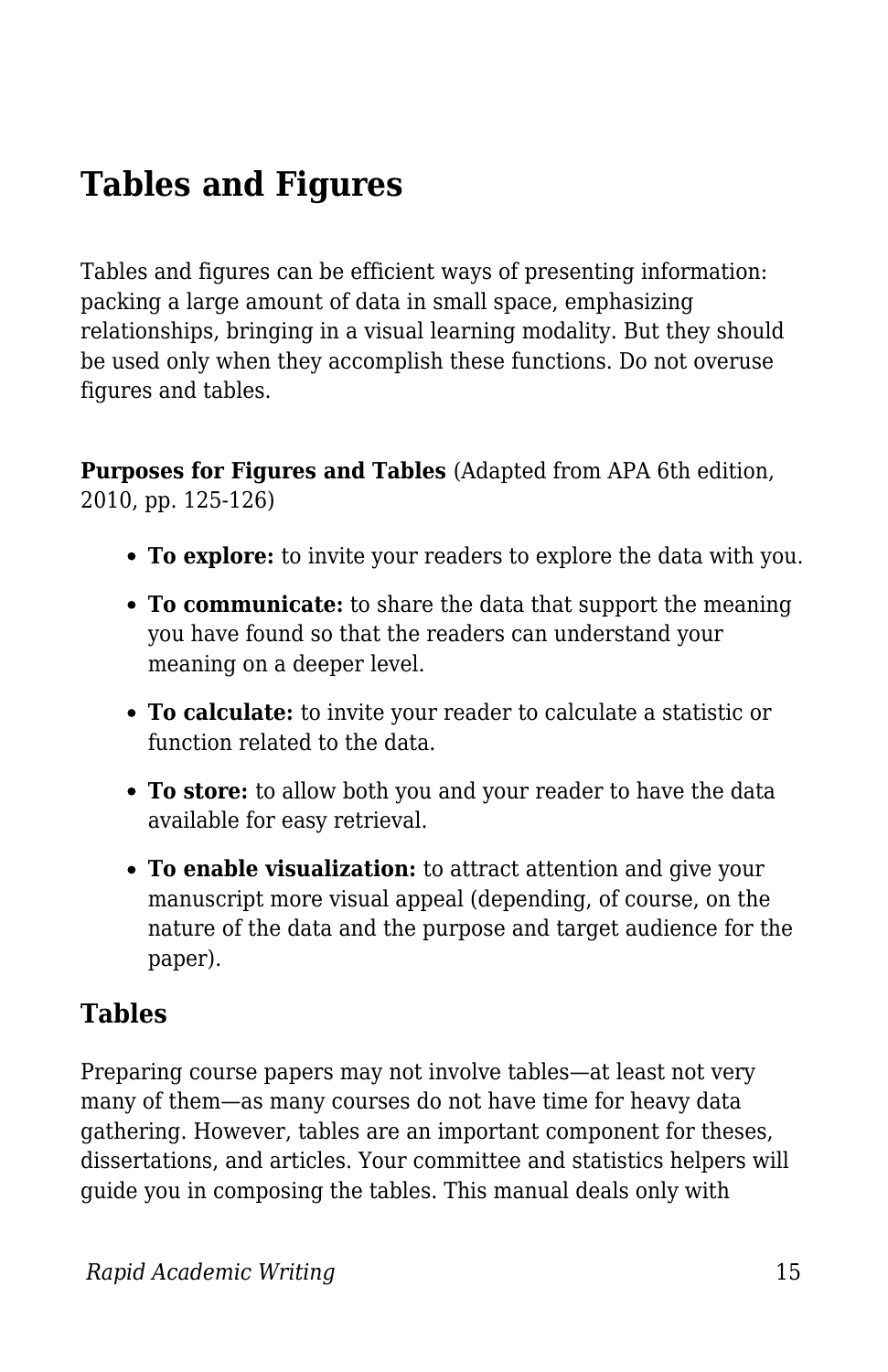# Tables and Figures

Tables and figures can be efficient ways of presenting information: packing a large amount of data in small space, emphasizing relationships, bringing in a visual learning modality. But they should be used only when they accomplish these functions. Do not overuse figures and tables.

**Purposes for Figures and Tables** (Adapted from APA 6th edition, 2010, pp. 125-126)

- **To explore:** to invite your readers to explore the data with you.
- **To communicate:** to share the data that support the meaning you have found so that the readers can understand your meaning on a deeper level.
- **To calculate:** to invite your reader to calculate a statistic or function related to the data.
- **To store:** to allow both you and your reader to have the data available for easy retrieval.
- **To enable visualization:** to attract attention and give your manuscript more visual appeal (depending, of course, on the nature of the data and the purpose and target audience for the paper).

## Tables

Preparing course papers may not involve tables—at least not very many of them—as many courses do not have time for heavy data gathering. However, tables are an important component for theses, dissertations, and articles. Your committee and statistics helpers will guide you in composing the tables. This manual deals only with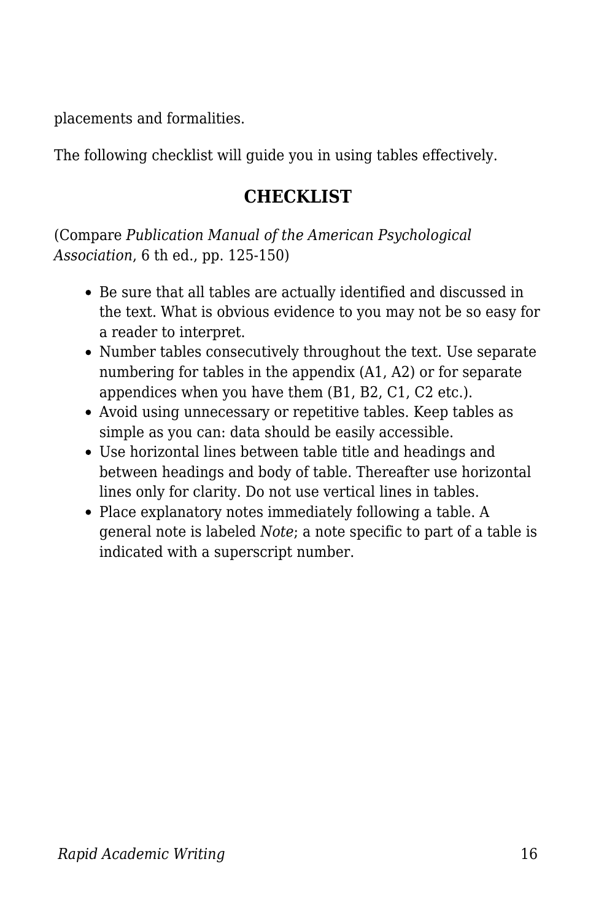placements and formalities.

The following checklist will guide you in using tables effectively.

## CHECKLIST

(Compare *Publication Manual of the American Psychological Association*, 6 th ed., pp. 125-150)

- Be sure that all tables are actually identified and discussed in the text. What is obvious evidence to you may not be so easy for a reader to interpret.
- Number tables consecutively throughout the text. Use separate numbering for tables in the appendix (A1, A2) or for separate appendices when you have them (B1, B2, C1, C2 etc.).
- Avoid using unnecessary or repetitive tables. Keep tables as simple as you can: data should be easily accessible.
- Use horizontal lines between table title and headings and between headings and body of table. Thereafter use horizontal lines only for clarity. Do not use vertical lines in tables.
- Place explanatory notes immediately following a table. A general note is labeled *Note*; a note specific to part of a table is indicated with a superscript number.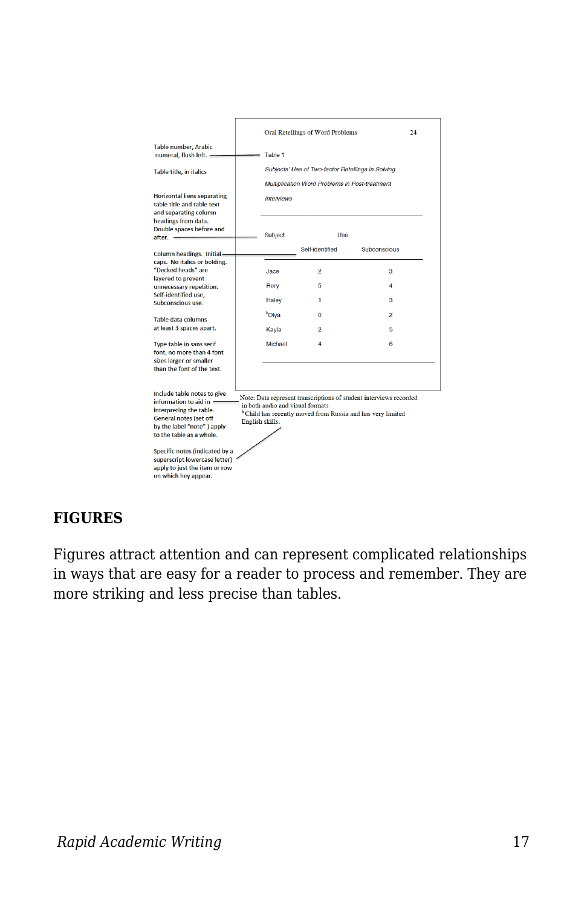Table number, Arabic numeral, flush left.

Table title, in italics

Horizontal liens separating table title and table text and separating column headings from data. Double spaces before and after.

Column headings. Initial caps. No italics or bolding. "Decked heads" are layered to prevent unnecessary repetition: Self-identified use, Subconscious use.

Table data columns at least 3 spaces apart.

Type table in sans serif font, no more than 4 font sizes larger or smaller than the font of the text.

Include table notes to give information to aid in interpreting the table. General notes (set off by the label "note" ) apply to the table as a whole.

Specific notes (indicated by a superscript lowercase letter) apply to just the item or row on which hey appear.

Oral Retellings of Word Problems 24

Table 1

*Subjects' Use of Two-factor Retellings in Solving Multiplication Word Problems in Post-treatment Interviews*

| Subject | Use | |
|---|---|---|
| | Self-identified | Subconscious |
| Jace | 2 | 3 |
| Rory | 5 | 4 |
| Haley | 1 | 3 |
| [b]Olya | 0 | 2 |
| Kayla | 2 | 5 |
| Michael | 4 | 6 |

Note: Data represent transcriptions of student interviews recorded in both audio and visual formats
[b]Child has recently moved from Russia and has very limited English skills.

## FIGURES

Figures attract attention and can represent complicated relationships in ways that are easy for a reader to process and remember. They are more striking and less precise than tables.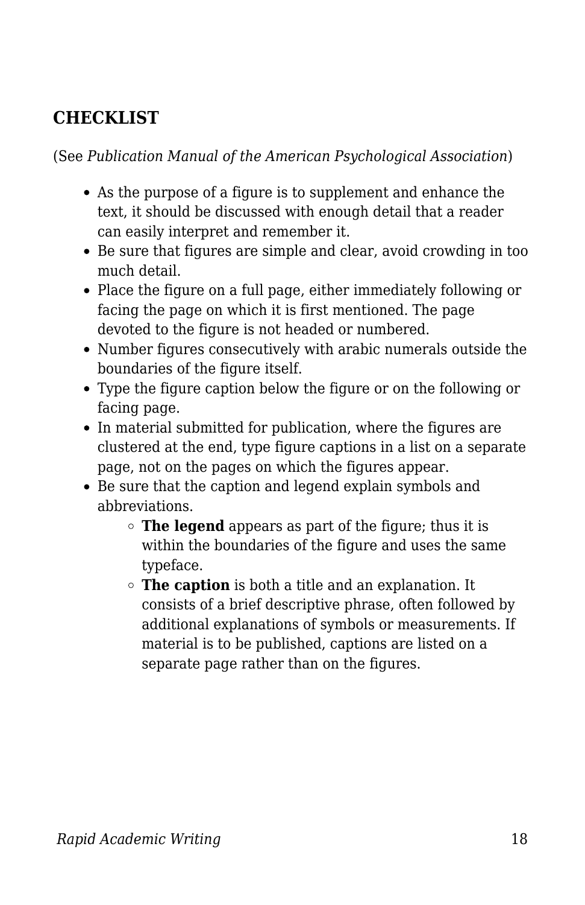## CHECKLIST

(See *Publication Manual of the American Psychological Association*)

- As the purpose of a figure is to supplement and enhance the text, it should be discussed with enough detail that a reader can easily interpret and remember it.
- Be sure that figures are simple and clear, avoid crowding in too much detail.
- Place the figure on a full page, either immediately following or facing the page on which it is first mentioned. The page devoted to the figure is not headed or numbered.
- Number figures consecutively with arabic numerals outside the boundaries of the figure itself.
- Type the figure caption below the figure or on the following or facing page.
- In material submitted for publication, where the figures are clustered at the end, type figure captions in a list on a separate page, not on the pages on which the figures appear.
- Be sure that the caption and legend explain symbols and abbreviations.
    - **The legend** appears as part of the figure; thus it is within the boundaries of the figure and uses the same typeface.
    - **The caption** is both a title and an explanation. It consists of a brief descriptive phrase, often followed by additional explanations of symbols or measurements. If material is to be published, captions are listed on a separate page rather than on the figures.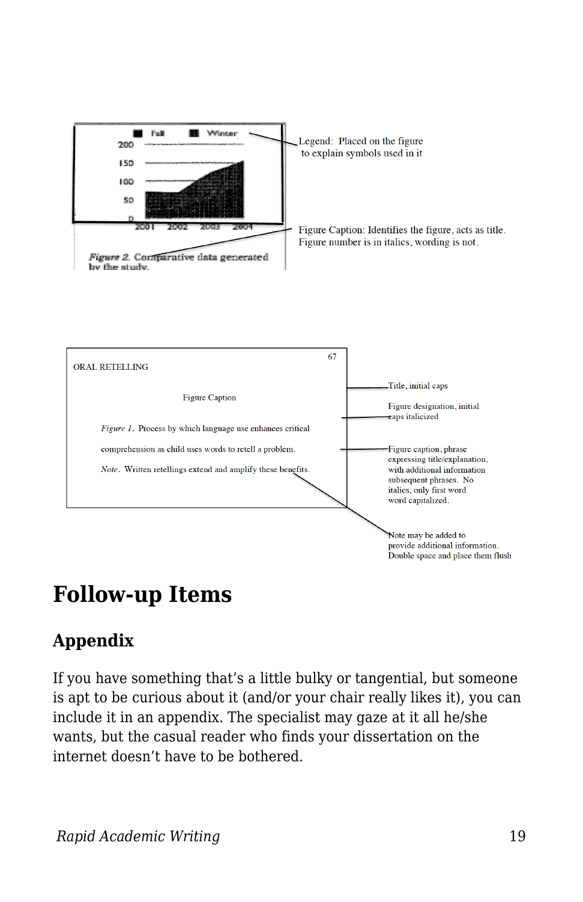Legend: Placed on the figure to explain symbols used in it

Figure Caption: Identifies the figure, acts as title. Figure number is in italics, wording is not.

*Figure 2.* Comparative data generated by the study.

ORAL RETELLING

67

Figure Caption

*Figure 1.* Process by which language use enhances critical comprehension as child uses words to retell a problem.

*Note.* Written retellings extend and amplify these benefits.

Title, initial caps

Figure designation, initial caps italicized

Figure caption, phrase expressing title/explanation, with additional information subsequent phrases. No italics, only first word word capitalized.

Note may be added to provide additional information. Double space and place them flush

# Follow-up Items

## Appendix

If you have something that's a little bulky or tangential, but someone is apt to be curious about it (and/or your chair really likes it), you can include it in an appendix. The specialist may gaze at it all he/she wants, but the casual reader who finds your dissertation on the internet doesn't have to be bothered.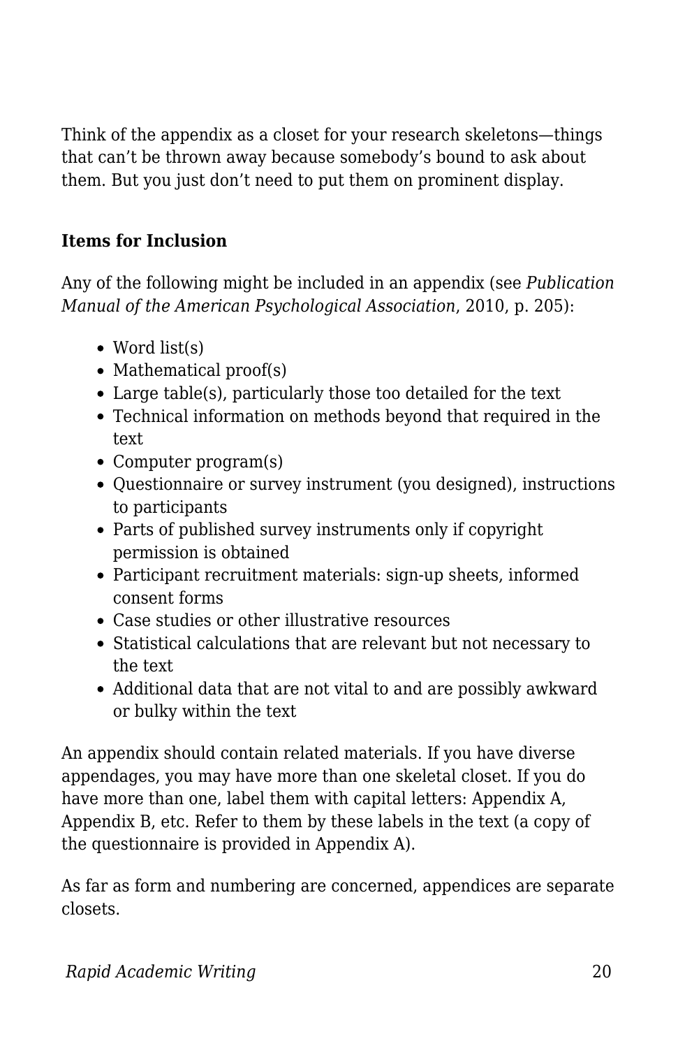Think of the appendix as a closet for your research skeletons—things that can't be thrown away because somebody's bound to ask about them. But you just don't need to put them on prominent display.

**Items for Inclusion**

Any of the following might be included in an appendix (see *Publication Manual of the American Psychological Association*, 2010, p. 205):

- Word list(s)
- Mathematical proof(s)
- Large table(s), particularly those too detailed for the text
- Technical information on methods beyond that required in the text
- Computer program(s)
- Questionnaire or survey instrument (you designed), instructions to participants
- Parts of published survey instruments only if copyright permission is obtained
- Participant recruitment materials: sign-up sheets, informed consent forms
- Case studies or other illustrative resources
- Statistical calculations that are relevant but not necessary to the text
- Additional data that are not vital to and are possibly awkward or bulky within the text

An appendix should contain related materials. If you have diverse appendages, you may have more than one skeletal closet. If you do have more than one, label them with capital letters: Appendix A, Appendix B, etc. Refer to them by these labels in the text (a copy of the questionnaire is provided in Appendix A).

As far as form and numbering are concerned, appendices are separate closets.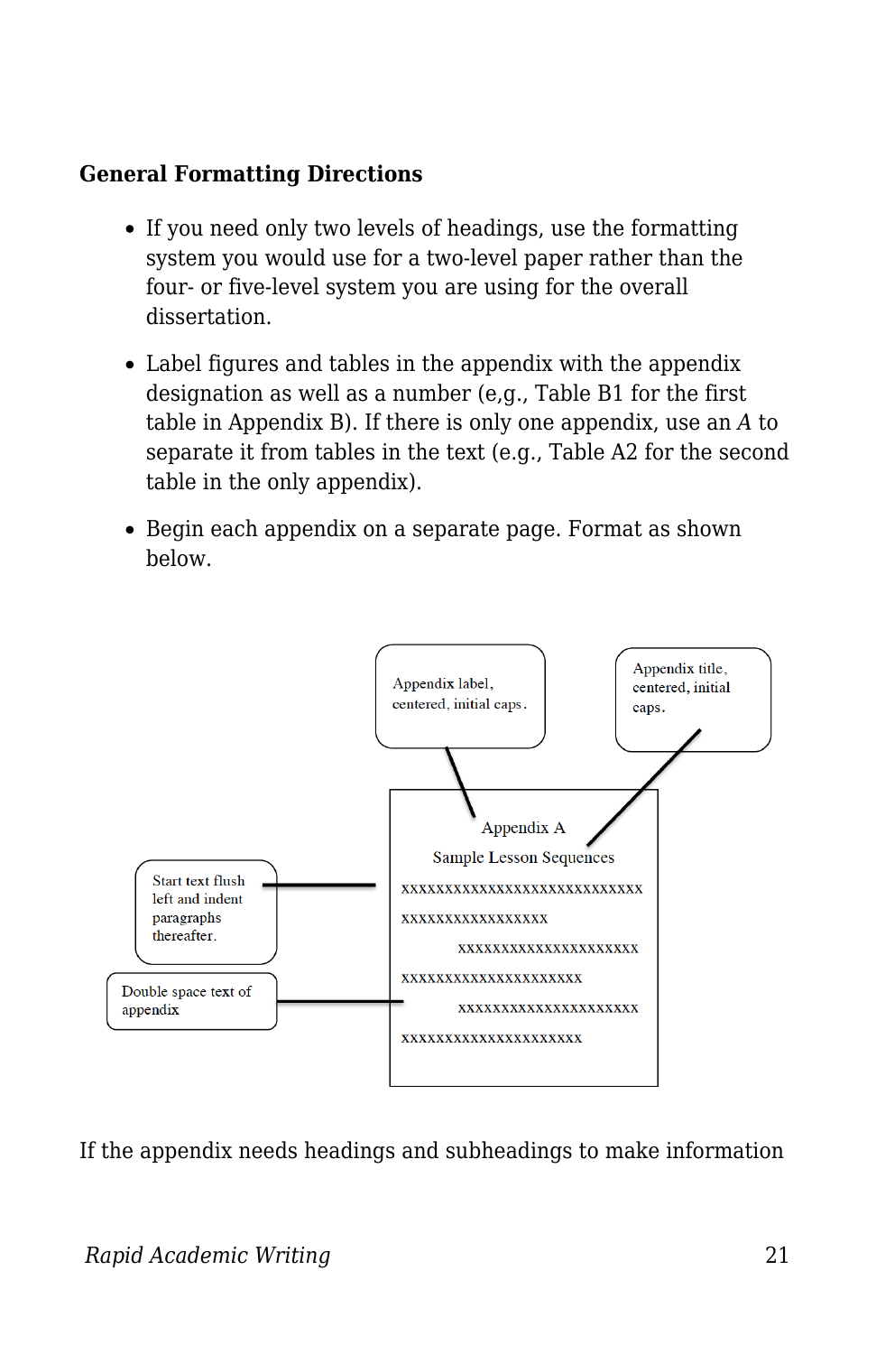**General Formatting Directions**

- If you need only two levels of headings, use the formatting system you would use for a two-level paper rather than the four- or five-level system you are using for the overall dissertation.
- Label figures and tables in the appendix with the appendix designation as well as a number (e,g., Table B1 for the first table in Appendix B). If there is only one appendix, use an *A* to separate it from tables in the text (e.g., Table A2 for the second table in the only appendix).
- Begin each appendix on a separate page. Format as shown below.

Appendix label, centered, initial caps.

Appendix title, centered, initial caps.

Start text flush left and indent paragraphs thereafter.

Double space text of appendix

Appendix A

Sample Lesson Sequences

xxxxxxxxxxxxxxxxxxxxxxxxxxxx
xxxxxxxxxxxxxxxxx
      xxxxxxxxxxxxxxxxxxxxx
xxxxxxxxxxxxxxxxxxxxx
      xxxxxxxxxxxxxxxxxxxxx
xxxxxxxxxxxxxxxxxxxxx

If the appendix needs headings and subheadings to make information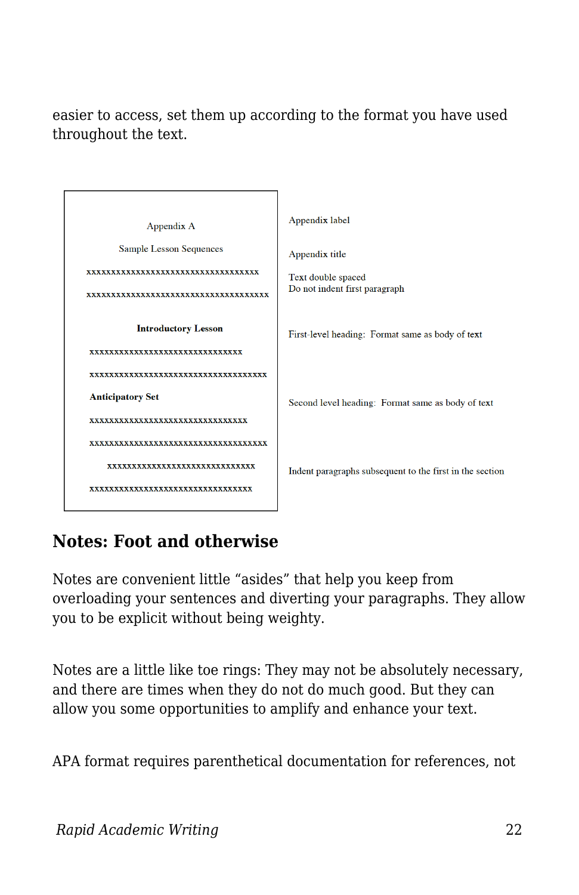easier to access, set them up according to the format you have used throughout the text.

| Appendix sample | Notes |
|---|---|
| Appendix A | Appendix label |
| Sample Lesson Sequences | Appendix title |
| xxxxxxxxxxxxxxxxxxxxxxxxxxxxxxxxxxxxxx<br>xxxxxxxxxxxxxxxxxxxxxxxxxxxxxxxxxxxxxxxx | Text double spaced<br>Do not indent first paragraph |
| **Introductory Lesson** | First-level heading: Format same as body of text |
| xxxxxxxxxxxxxxxxxxxxxxxxxxxxxxxxxx<br>xxxxxxxxxxxxxxxxxxxxxxxxxxxxxxxxxxxxxxx | |
| **Anticipatory Set** | Second level heading: Format same as body of text |
| xxxxxxxxxxxxxxxxxxxxxxxxxxxxxxxxxxx<br>xxxxxxxxxxxxxxxxxxxxxxxxxxxxxxxxxxxxxxx | |
| xxxxxxxxxxxxxxxxxxxxxxxxxxxxxxxxx<br>xxxxxxxxxxxxxxxxxxxxxxxxxxxxxxxxxxxx | Indent paragraphs subsequent to the first in the section |

## Notes: Foot and otherwise

Notes are convenient little "asides" that help you keep from overloading your sentences and diverting your paragraphs. They allow you to be explicit without being weighty.

Notes are a little like toe rings: They may not be absolutely necessary, and there are times when they do not do much good. But they can allow you some opportunities to amplify and enhance your text.

APA format requires parenthetical documentation for references, not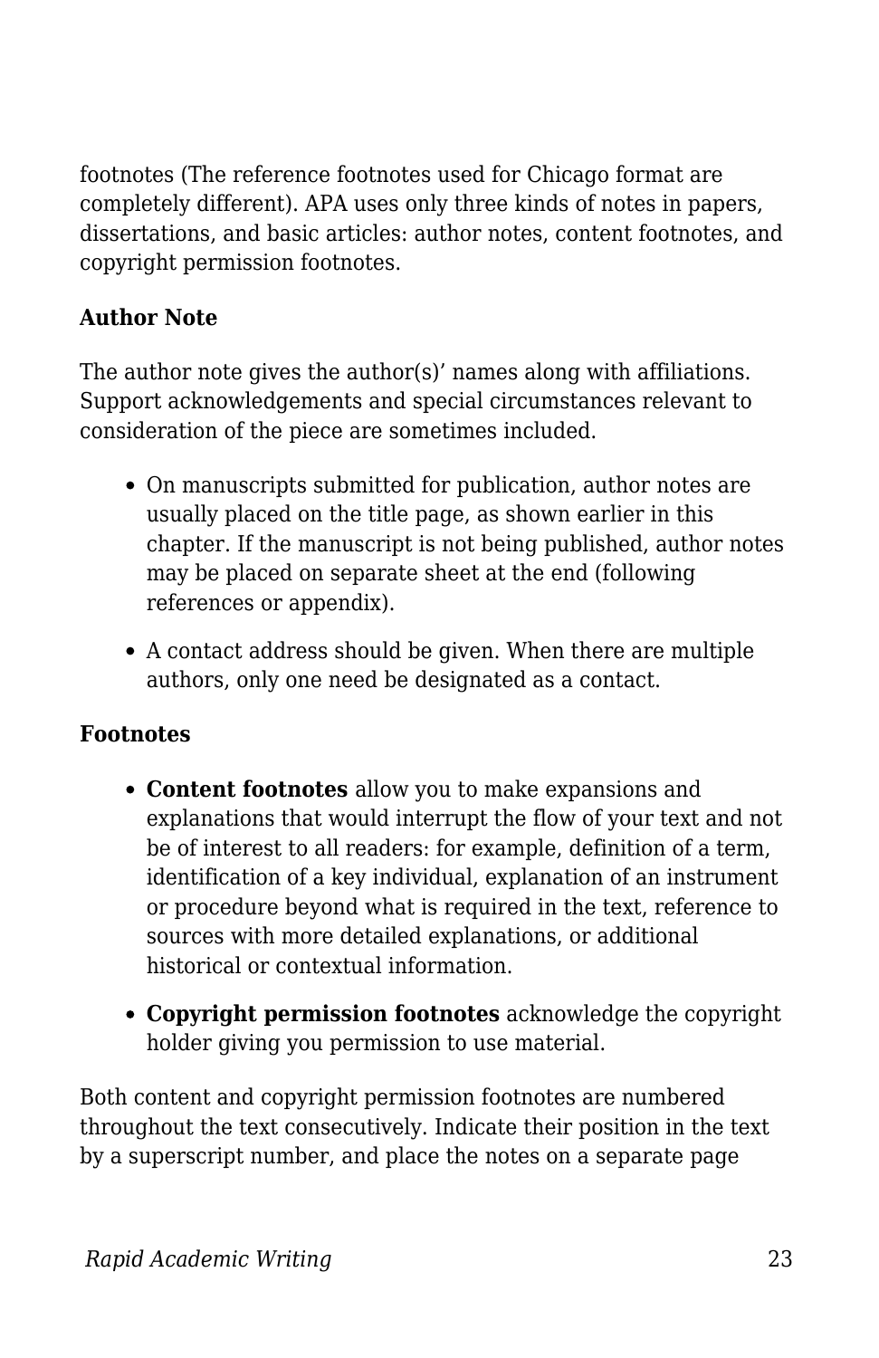footnotes (The reference footnotes used for Chicago format are completely different). APA uses only three kinds of notes in papers, dissertations, and basic articles: author notes, content footnotes, and copyright permission footnotes.

**Author Note**

The author note gives the author(s)' names along with affiliations. Support acknowledgements and special circumstances relevant to consideration of the piece are sometimes included.

- On manuscripts submitted for publication, author notes are usually placed on the title page, as shown earlier in this chapter. If the manuscript is not being published, author notes may be placed on separate sheet at the end (following references or appendix).
- A contact address should be given. When there are multiple authors, only one need be designated as a contact.

**Footnotes**

- **Content footnotes** allow you to make expansions and explanations that would interrupt the flow of your text and not be of interest to all readers: for example, definition of a term, identification of a key individual, explanation of an instrument or procedure beyond what is required in the text, reference to sources with more detailed explanations, or additional historical or contextual information.
- **Copyright permission footnotes** acknowledge the copyright holder giving you permission to use material.

Both content and copyright permission footnotes are numbered throughout the text consecutively. Indicate their position in the text by a superscript number, and place the notes on a separate page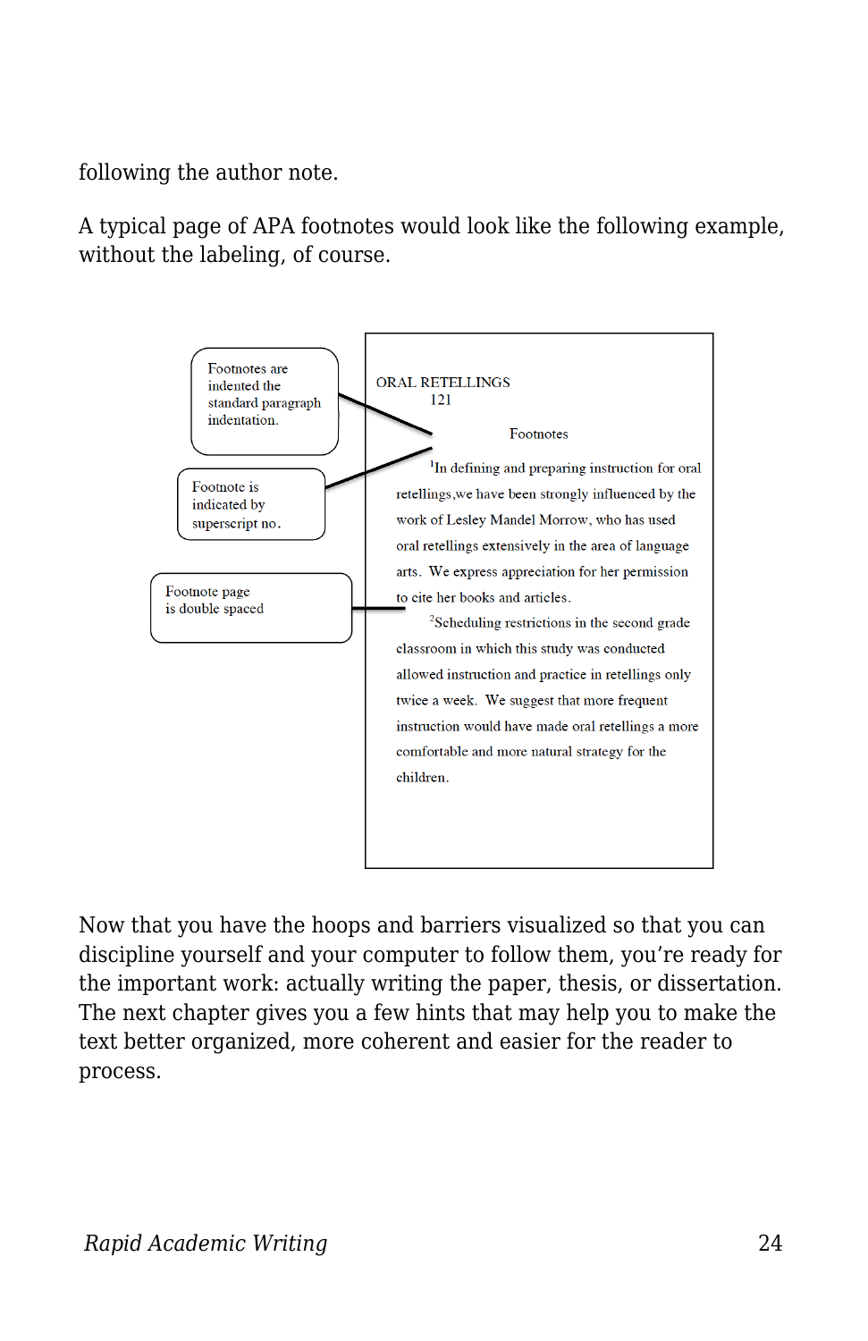following the author note.

A typical page of APA footnotes would look like the following example, without the labeling, of course.

Footnotes are indented the standard paragraph indentation.

Footnote is indicated by superscript no.

Footnote page is double spaced

ORAL RETELLINGS
121

Footnotes

[1]In defining and preparing instruction for oral retellings,we have been strongly influenced by the work of Lesley Mandel Morrow, who has used oral retellings extensively in the area of language arts. We express appreciation for her permission to cite her books and articles.

[2]Scheduling restrictions in the second grade classroom in which this study was conducted allowed instruction and practice in retellings only twice a week. We suggest that more frequent instruction would have made oral retellings a more comfortable and more natural strategy for the children.

Now that you have the hoops and barriers visualized so that you can discipline yourself and your computer to follow them, you're ready for the important work: actually writing the paper, thesis, or dissertation. The next chapter gives you a few hints that may help you to make the text better organized, more coherent and easier for the reader to process.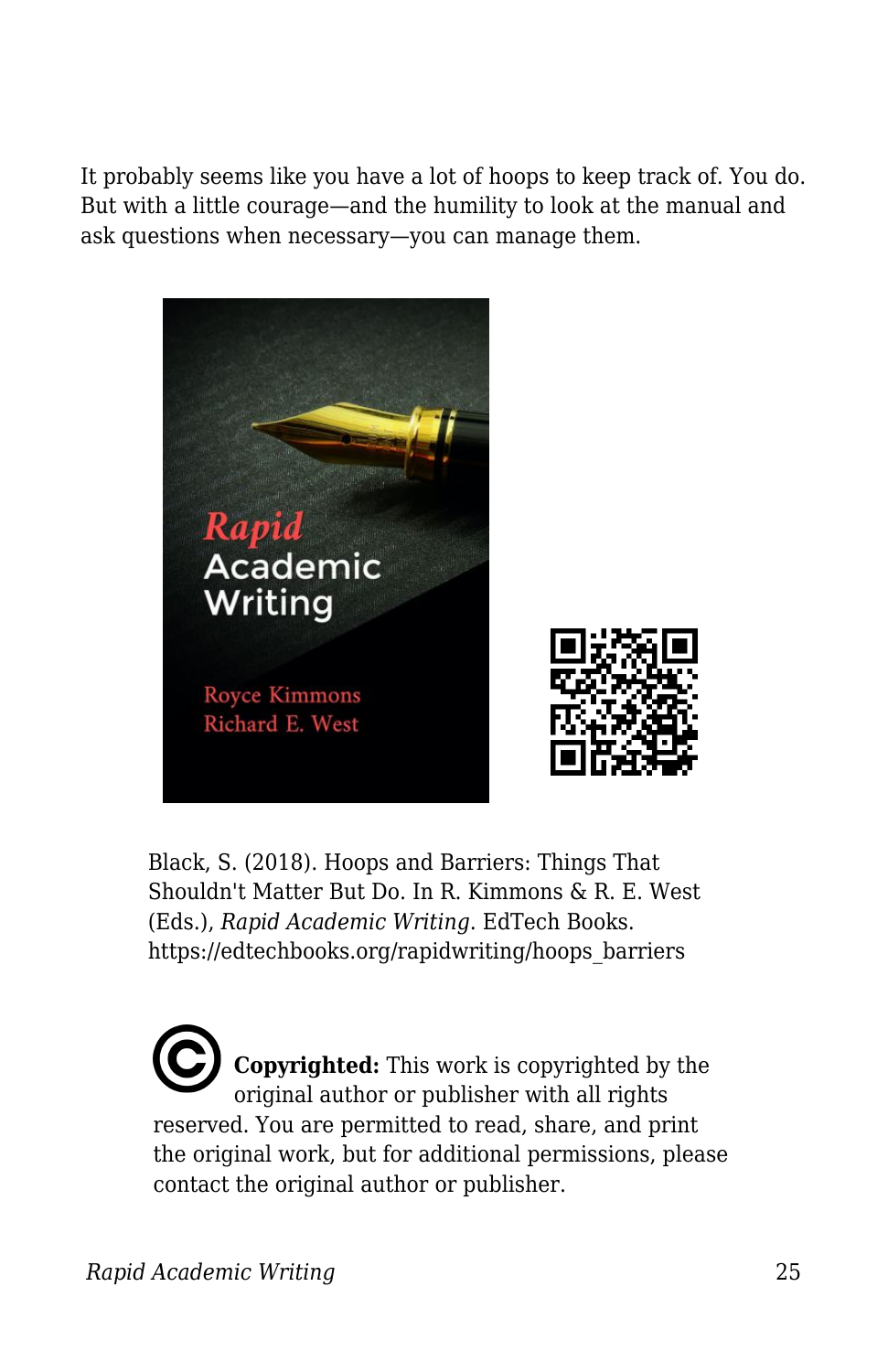It probably seems like you have a lot of hoops to keep track of. You do. But with a little courage—and the humility to look at the manual and ask questions when necessary—you can manage them.

Black, S. (2018). Hoops and Barriers: Things That Shouldn't Matter But Do. In R. Kimmons & R. E. West (Eds.), *Rapid Academic Writing*. EdTech Books. https://edtechbooks.org/rapidwriting/hoops_barriers

**Copyrighted:** This work is copyrighted by the original author or publisher with all rights reserved. You are permitted to read, share, and print the original work, but for additional permissions, please contact the original author or publisher.